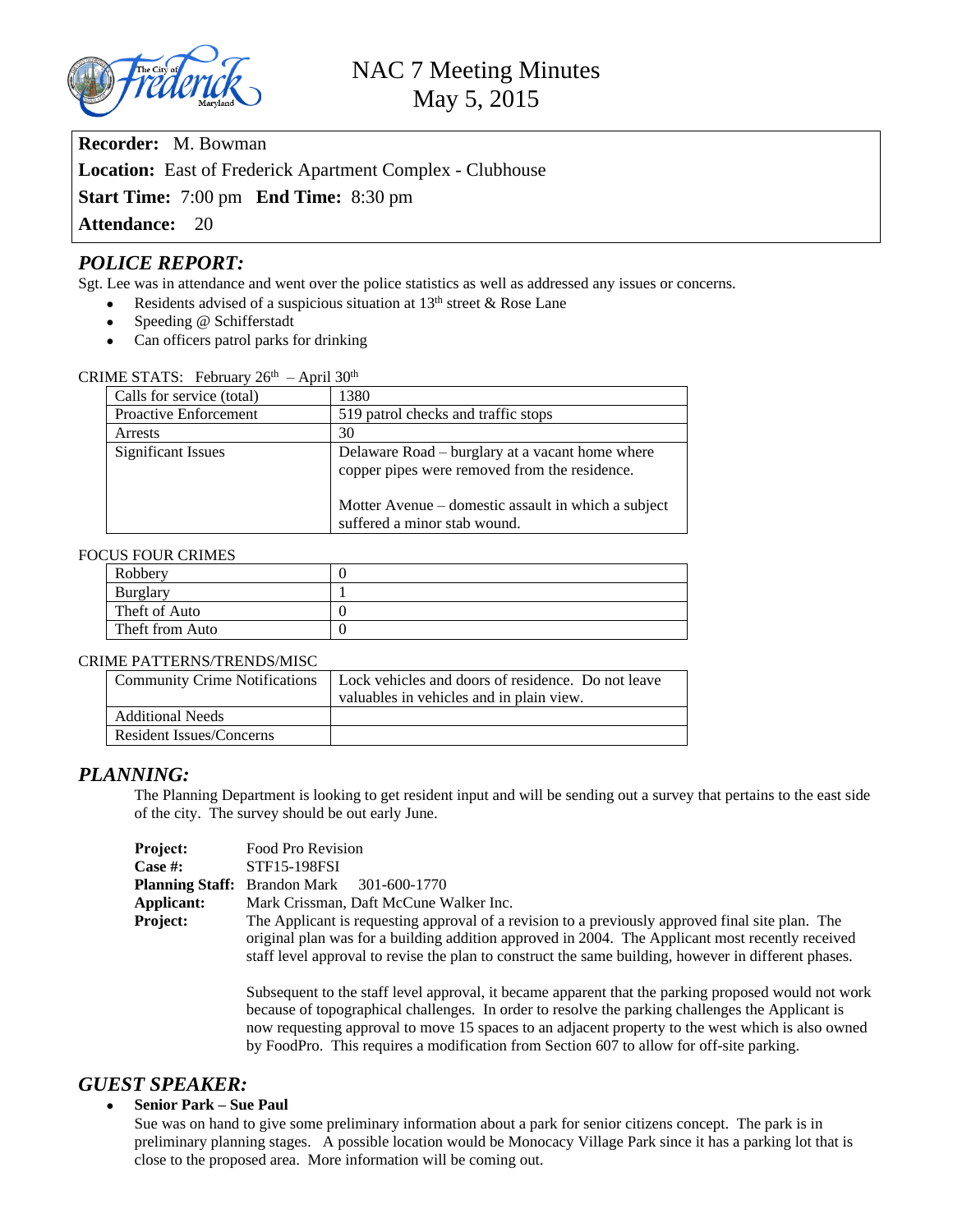# NAC 7 Meeting Minutes
## May 5, 2015

**Recorder:** M. Bowman
**Location:** East of Frederick Apartment Complex - Clubhouse
**Start Time:** 7:00 pm **End Time:** 8:30 pm
**Attendance:** 20

## *POLICE REPORT:*

Sgt. Lee was in attendance and went over the police statistics as well as addressed any issues or concerns.

- Residents advised of a suspicious situation at 13th street & Rose Lane
- Speeding @ Schifferstadt
- Can officers patrol parks for drinking

CRIME STATS: February 26th – April 30th

| Calls for service (total) | 1380 |
|---|---|
| Proactive Enforcement | 519 patrol checks and traffic stops |
| Arrests | 30 |
| Significant Issues | Delaware Road – burglary at a vacant home where copper pipes were removed from the residence.<br><br>Motter Avenue – domestic assault in which a subject suffered a minor stab wound. |

FOCUS FOUR CRIMES

| Robbery | 0 |
|---|---|
| Burglary | 1 |
| Theft of Auto | 0 |
| Theft from Auto | 0 |

CRIME PATTERNS/TRENDS/MISC

| Community Crime Notifications | Lock vehicles and doors of residence. Do not leave valuables in vehicles and in plain view. |
|---|---|
| Additional Needs | |
| Resident Issues/Concerns | |

## *PLANNING:*

The Planning Department is looking to get resident input and will be sending out a survey that pertains to the east side of the city. The survey should be out early June.

**Project:** Food Pro Revision
**Case #:** STF15-198FSI
**Planning Staff:** Brandon Mark 301-600-1770
**Applicant:** Mark Crissman, Daft McCune Walker Inc.
**Project:** The Applicant is requesting approval of a revision to a previously approved final site plan. The original plan was for a building addition approved in 2004. The Applicant most recently received staff level approval to revise the plan to construct the same building, however in different phases.

Subsequent to the staff level approval, it became apparent that the parking proposed would not work because of topographical challenges. In order to resolve the parking challenges the Applicant is now requesting approval to move 15 spaces to an adjacent property to the west which is also owned by FoodPro. This requires a modification from Section 607 to allow for off-site parking.

## *GUEST SPEAKER:*

- **Senior Park – Sue Paul**
  Sue was on hand to give some preliminary information about a park for senior citizens concept. The park is in preliminary planning stages. A possible location would be Monocacy Village Park since it has a parking lot that is close to the proposed area. More information will be coming out.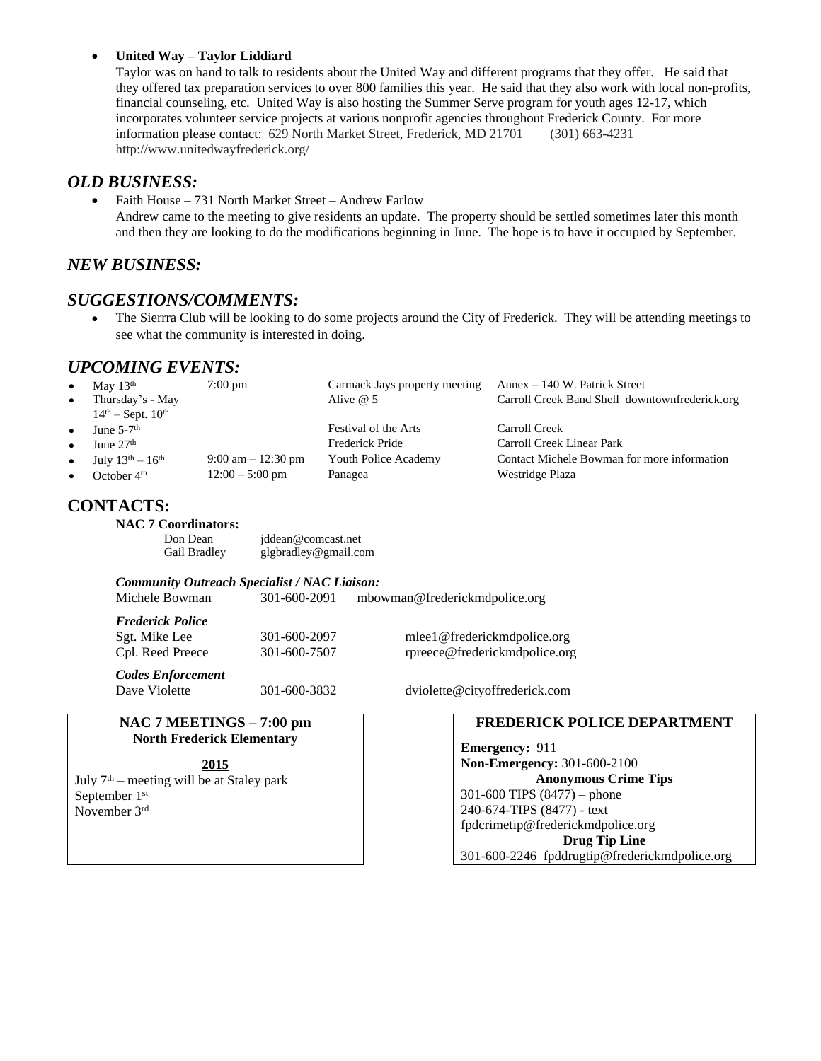- **United Way – Taylor Liddiard**
  Taylor was on hand to talk to residents about the United Way and different programs that they offer. He said that they offered tax preparation services to over 800 families this year. He said that they also work with local non-profits, financial counseling, etc. United Way is also hosting the Summer Serve program for youth ages 12-17, which incorporates volunteer service projects at various nonprofit agencies throughout Frederick County. For more information please contact: 629 North Market Street, Frederick, MD 21701 (301) 663-4231 http://www.unitedwayfrederick.org/

## *OLD BUSINESS:*

- Faith House – 731 North Market Street – Andrew Farlow
  Andrew came to the meeting to give residents an update. The property should be settled sometimes later this month and then they are looking to do the modifications beginning in June. The hope is to have it occupied by September.

## *NEW BUSINESS:*

## *SUGGESTIONS/COMMENTS:*

- The Sierrra Club will be looking to do some projects around the City of Frederick. They will be attending meetings to see what the community is interested in doing.

## *UPCOMING EVENTS:*

| | | | |
|---|---|---|---|
| May 13th | 7:00 pm | Carmack Jays property meeting | Annex – 140 W. Patrick Street |
| Thursday's - May 14th – Sept. 10th | | Alive @ 5 | Carroll Creek Band Shell downtownfrederick.org |
| June 5-7th | | Festival of the Arts | Carroll Creek |
| June 27th | | Frederick Pride | Carroll Creek Linear Park |
| July 13th – 16th | 9:00 am – 12:30 pm | Youth Police Academy | Contact Michele Bowman for more information |
| October 4th | 12:00 – 5:00 pm | Panagea | Westridge Plaza |

## CONTACTS:

**NAC 7 Coordinators:**

Don Dean jddean@comcast.net
Gail Bradley glgbradley@gmail.com

***Community Outreach Specialist / NAC Liaison:***

Michele Bowman 301-600-2091 mbowman@frederickmdpolice.org

***Frederick Police***

Sgt. Mike Lee 301-600-2097 mlee1@frederickmdpolice.org
Cpl. Reed Preece 301-600-7507 rpreece@frederickmdpolice.org

***Codes Enforcement***

Dave Violette 301-600-3832 dviolette@cityoffrederick.com

**NAC 7 MEETINGS – 7:00 pm**
**North Frederick Elementary**

**2015**

July 7th – meeting will be at Staley park
September 1st
November 3rd

**FREDERICK POLICE DEPARTMENT**

**Emergency:** 911
**Non-Emergency:** 301-600-2100
**Anonymous Crime Tips**
301-600 TIPS (8477) – phone
240-674-TIPS (8477) - text
fpdcrimetip@frederickmdpolice.org
**Drug Tip Line**
301-600-2246 fpddrugtip@frederickmdpolice.org